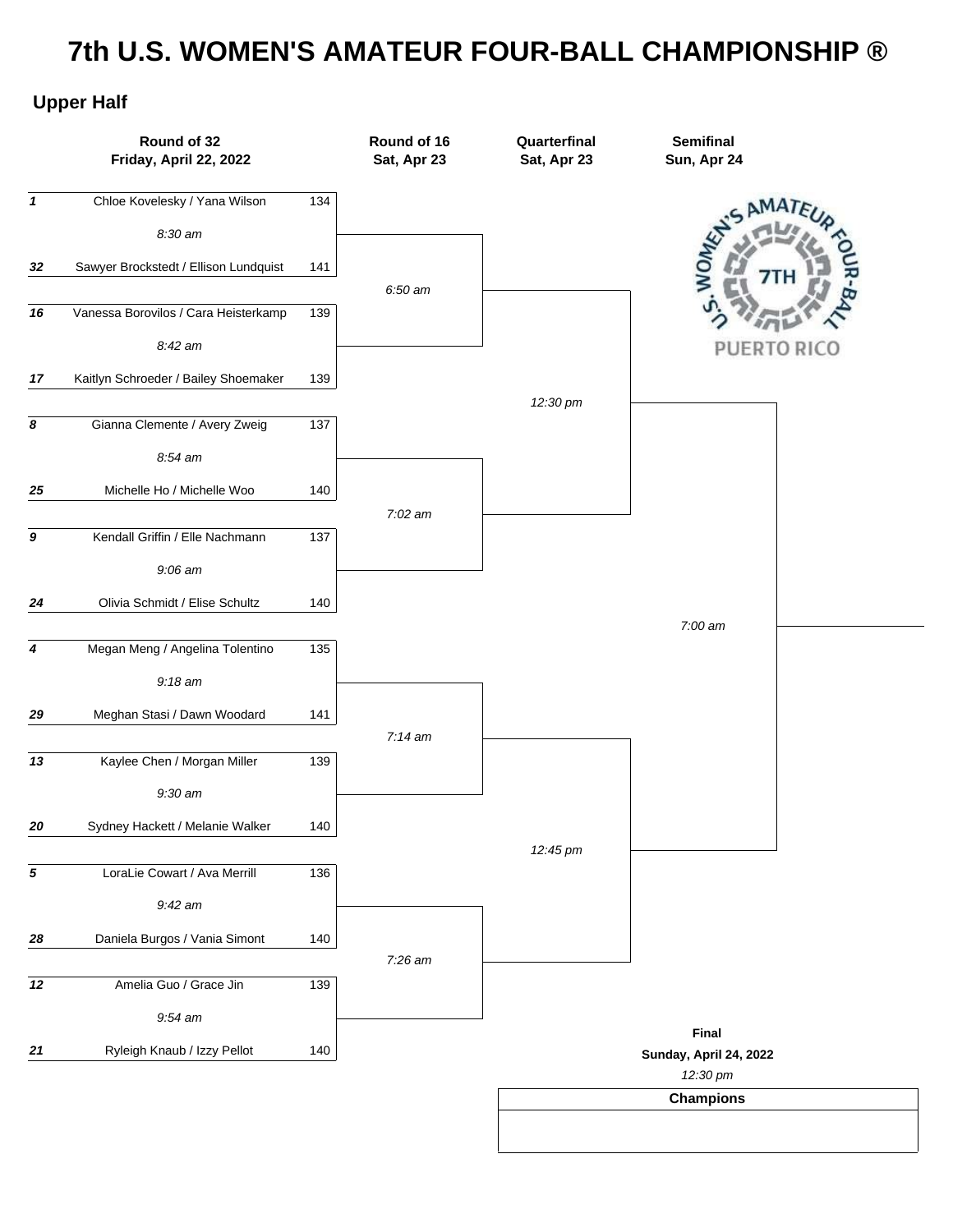# 7th U.S. WOMEN'S AMATEUR FOUR-BALL CHAMPIONSHIP ®

## Upper Half

| Seed | Round of 32 Friday, April 22, 2022 | Score | Round of 16 Sat, Apr 23 | Quarterfinal Sat, Apr 23 | Semifinal Sun, Apr 24 |
|---|---|---|---|---|---|
| *1* | Chloe Kovelesky / Yana Wilson | 134 | | | |
| | *8:30 am* | | | | |
| *32* | Sawyer Brockstedt / Ellison Lundquist | 141 | *6:50 am* | | |
| *16* | Vanessa Borovilos / Cara Heisterkamp | 139 | | | |
| | *8:42 am* | | | | |
| *17* | Kaitlyn Schroeder / Bailey Shoemaker | 139 | | *12:30 pm* | |
| *8* | Gianna Clemente / Avery Zweig | 137 | | | |
| | *8:54 am* | | | | |
| *25* | Michelle Ho / Michelle Woo | 140 | *7:02 am* | | |
| *9* | Kendall Griffin / Elle Nachmann | 137 | | | |
| | *9:06 am* | | | | |
| *24* | Olivia Schmidt / Elise Schultz | 140 | | | *7:00 am* |
| *4* | Megan Meng / Angelina Tolentino | 135 | | | |
| | *9:18 am* | | | | |
| *29* | Meghan Stasi / Dawn Woodard | 141 | *7:14 am* | | |
| *13* | Kaylee Chen / Morgan Miller | 139 | | | |
| | *9:30 am* | | | | |
| *20* | Sydney Hackett / Melanie Walker | 140 | | *12:45 pm* | |
| *5* | LoraLie Cowart / Ava Merrill | 136 | | | |
| | *9:42 am* | | | | |
| *28* | Daniela Burgos / Vania Simont | 140 | *7:26 am* | | |
| *12* | Amelia Guo / Grace Jin | 139 | | | |
| | *9:54 am* | | | | |
| *21* | Ryleigh Knaub / Izzy Pellot | 140 | | | |

**Final**

**Sunday, April 24, 2022**

*12:30 pm*

| Champions |
|---|
| |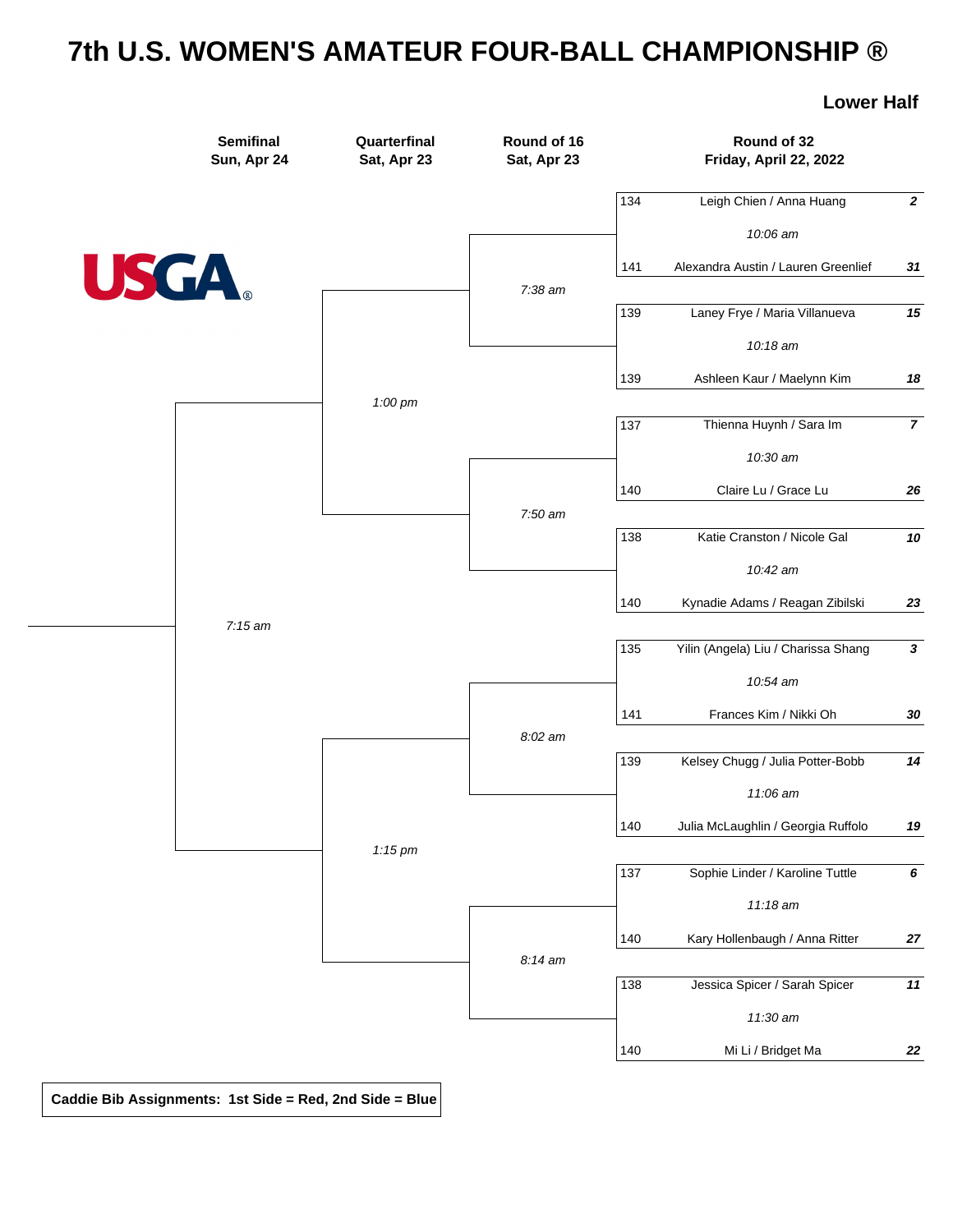# 7th U.S. WOMEN'S AMATEUR FOUR-BALL CHAMPIONSHIP ®

**Lower Half**

| Semifinal Sun, Apr 24 | Quarterfinal Sat, Apr 23 | Round of 16 Sat, Apr 23 | Round of 32 Friday, April 22, 2022 | | |
|---|---|---|---|---|---|
| | | | 134 | Leigh Chien / Anna Huang | 2 |
| | | | | *10:06 am* | |
| | | | 141 | Alexandra Austin / Lauren Greenlief | 31 |
| | | *7:38 am* | | | |
| | | | 139 | Laney Frye / Maria Villanueva | 15 |
| | | | | *10:18 am* | |
| | | | 139 | Ashleen Kaur / Maelynn Kim | 18 |
| | *1:00 pm* | | | | |
| | | | 137 | Thienna Huynh / Sara Im | 7 |
| | | | | *10:30 am* | |
| | | | 140 | Claire Lu / Grace Lu | 26 |
| | | *7:50 am* | | | |
| | | | 138 | Katie Cranston / Nicole Gal | 10 |
| | | | | *10:42 am* | |
| | | | 140 | Kynadie Adams / Reagan Zibilski | 23 |
| *7:15 am* | | | | | |
| | | | 135 | Yilin (Angela) Liu / Charissa Shang | 3 |
| | | | | *10:54 am* | |
| | | | 141 | Frances Kim / Nikki Oh | 30 |
| | | *8:02 am* | | | |
| | | | 139 | Kelsey Chugg / Julia Potter-Bobb | 14 |
| | | | | *11:06 am* | |
| | | | 140 | Julia McLaughlin / Georgia Ruffolo | 19 |
| | *1:15 pm* | | | | |
| | | | 137 | Sophie Linder / Karoline Tuttle | 6 |
| | | | | *11:18 am* | |
| | | | 140 | Kary Hollenbaugh / Anna Ritter | 27 |
| | | *8:14 am* | | | |
| | | | 138 | Jessica Spicer / Sarah Spicer | 11 |
| | | | | *11:30 am* | |
| | | | 140 | Mi Li / Bridget Ma | 22 |

**Caddie Bib Assignments: 1st Side = Red, 2nd Side = Blue**